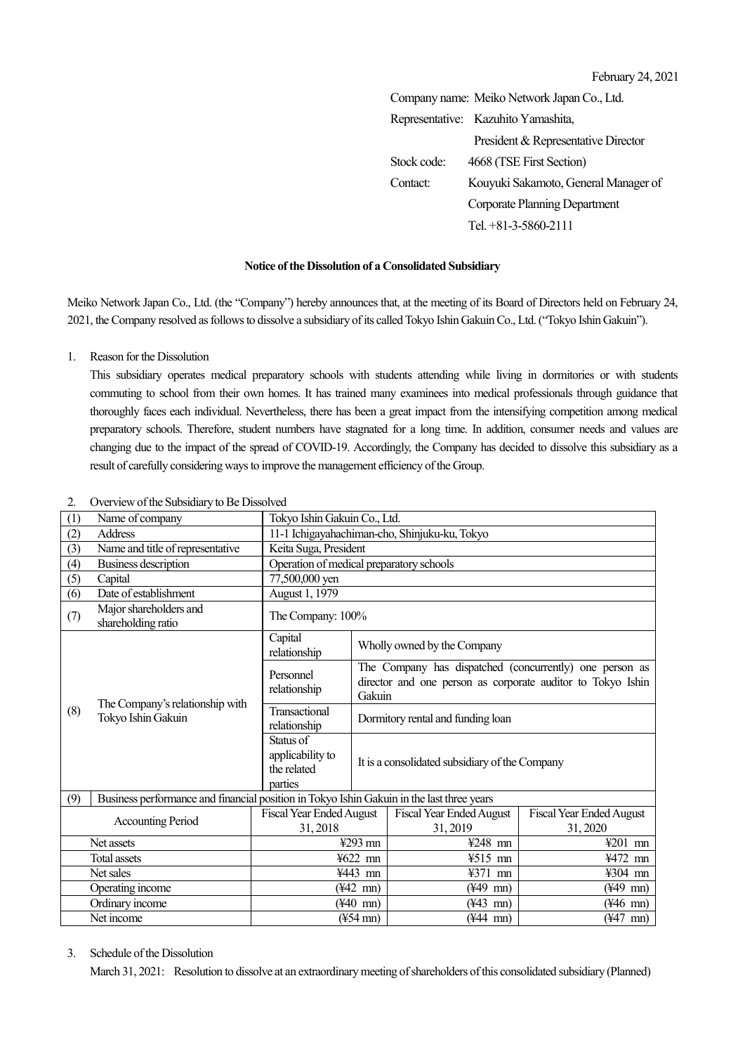February 24, 2021

Company name: Meiko Network Japan Co., Ltd.
Representative: Kazuhito Yamashita,
President & Representative Director
Stock code: 4668 (TSE First Section)
Contact: Kouyuki Sakamoto, General Manager of Corporate Planning Department
Tel. +81-3-5860-2111

**Notice of the Dissolution of a Consolidated Subsidiary**

Meiko Network Japan Co., Ltd. (the "Company") hereby announces that, at the meeting of its Board of Directors held on February 24, 2021, the Company resolved as follows to dissolve a subsidiary of its called Tokyo Ishin Gakuin Co., Ltd. ("Tokyo Ishin Gakuin").

1. Reason for the Dissolution

   This subsidiary operates medical preparatory schools with students attending while living in dormitories or with students commuting to school from their own homes. It has trained many examinees into medical professionals through guidance that thoroughly faces each individual. Nevertheless, there has been a great impact from the intensifying competition among medical preparatory schools. Therefore, student numbers have stagnated for a long time. In addition, consumer needs and values are changing due to the impact of the spread of COVID-19. Accordingly, the Company has decided to dissolve this subsidiary as a result of carefully considering ways to improve the management efficiency of the Group.

2. Overview of the Subsidiary to Be Dissolved

| (1) | Name of company | Tokyo Ishin Gakuin Co., Ltd. | |
|---|---|---|---|
| (2) | Address | 11-1 Ichigayahachiman-cho, Shinjuku-ku, Tokyo | |
| (3) | Name and title of representative | Keita Suga, President | |
| (4) | Business description | Operation of medical preparatory schools | |
| (5) | Capital | 77,500,000 yen | |
| (6) | Date of establishment | August 1, 1979 | |
| (7) | Major shareholders and shareholding ratio | The Company: 100% | |
| (8) | The Company's relationship with Tokyo Ishin Gakuin | Capital relationship | Wholly owned by the Company |
| | | Personnel relationship | The Company has dispatched (concurrently) one person as director and one person as corporate auditor to Tokyo Ishin Gakuin |
| | | Transactional relationship | Dormitory rental and funding loan |
| | | Status of applicability to the related parties | It is a consolidated subsidiary of the Company |
| (9) | Business performance and financial position in Tokyo Ishin Gakuin in the last three years | | |

| Accounting Period | Fiscal Year Ended August 31, 2018 | Fiscal Year Ended August 31, 2019 | Fiscal Year Ended August 31, 2020 |
|---|---|---|---|
| Net assets | ¥293 mn | ¥248 mn | ¥201 mn |
| Total assets | ¥622 mn | ¥515 mn | ¥472 mn |
| Net sales | ¥443 mn | ¥371 mn | ¥304 mn |
| Operating income | (¥42 mn) | (¥49 mn) | (¥49 mn) |
| Ordinary income | (¥40 mn) | (¥43 mn) | (¥46 mn) |
| Net income | (¥54 mn) | (¥44 mn) | (¥47 mn) |

3. Schedule of the Dissolution

   March 31, 2021: Resolution to dissolve at an extraordinary meeting of shareholders of this consolidated subsidiary (Planned)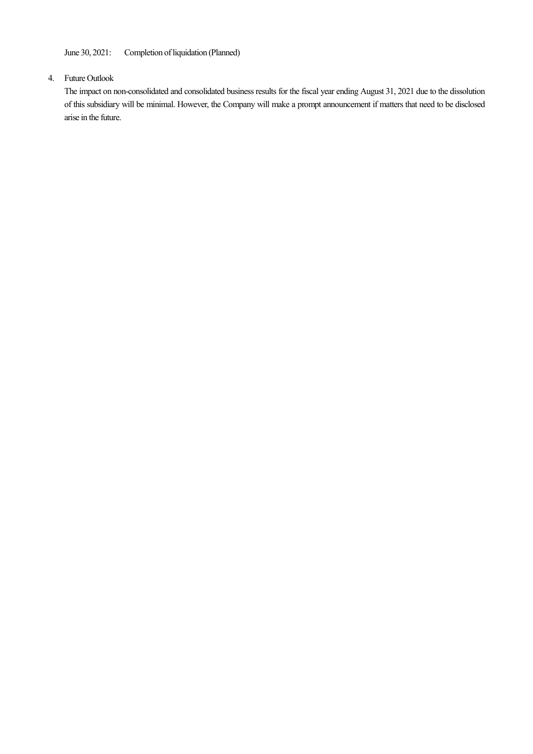June 30, 2021: Completion of liquidation (Planned)

4. Future Outlook

   The impact on non-consolidated and consolidated business results for the fiscal year ending August 31, 2021 due to the dissolution of this subsidiary will be minimal. However, the Company will make a prompt announcement if matters that need to be disclosed arise in the future.